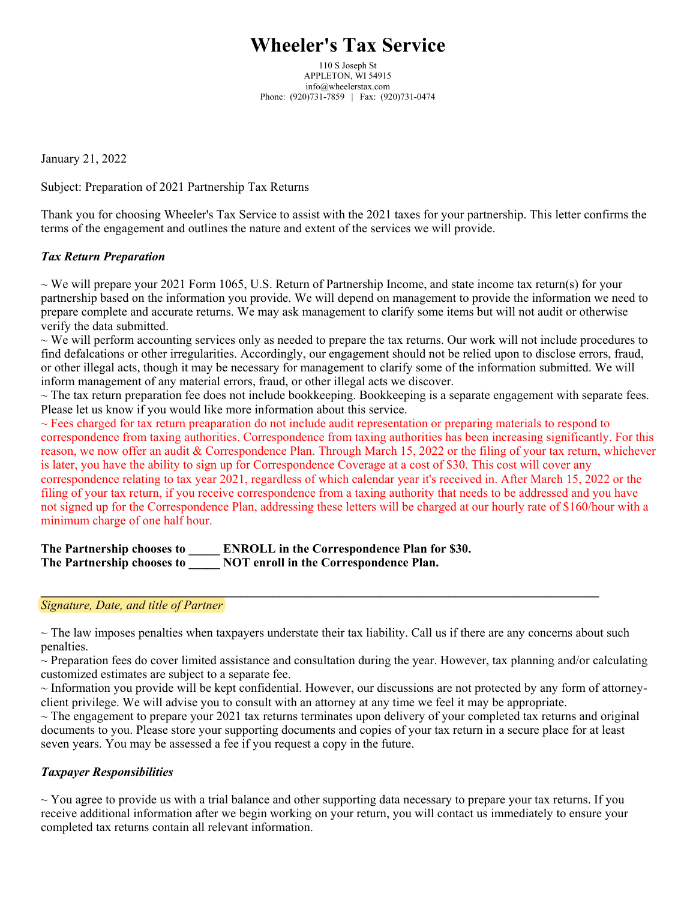# Wheeler's Tax Service

110 S Joseph St
APPLETON, WI 54915
info@wheelerstax.com
Phone: (920)731-7859 | Fax: (920)731-0474

January 21, 2022

Subject: Preparation of 2021 Partnership Tax Returns

Thank you for choosing Wheeler's Tax Service to assist with the 2021 taxes for your partnership. This letter confirms the terms of the engagement and outlines the nature and extent of the services we will provide.

***Tax Return Preparation***

~ We will prepare your 2021 Form 1065, U.S. Return of Partnership Income, and state income tax return(s) for your partnership based on the information you provide. We will depend on management to provide the information we need to prepare complete and accurate returns. We may ask management to clarify some items but will not audit or otherwise verify the data submitted.

~ We will perform accounting services only as needed to prepare the tax returns. Our work will not include procedures to find defalcations or other irregularities. Accordingly, our engagement should not be relied upon to disclose errors, fraud, or other illegal acts, though it may be necessary for management to clarify some of the information submitted. We will inform management of any material errors, fraud, or other illegal acts we discover.

~ The tax return preparation fee does not include bookkeeping. Bookkeeping is a separate engagement with separate fees. Please let us know if you would like more information about this service.

~ Fees charged for tax return preaparation do not include audit representation or preparing materials to respond to correspondence from taxing authorities. Correspondence from taxing authorities has been increasing significantly. For this reason, we now offer an audit & Correspondence Plan. Through March 15, 2022 or the filing of your tax return, whichever is later, you have the ability to sign up for Correspondence Coverage at a cost of $30. This cost will cover any correspondence relating to tax year 2021, regardless of which calendar year it's received in. After March 15, 2022 or the filing of your tax return, if you receive correspondence from a taxing authority that needs to be addressed and you have not signed up for the Correspondence Plan, addressing these letters will be charged at our hourly rate of $160/hour with a minimum charge of one half hour.

**The Partnership chooses to _____ ENROLL in the Correspondence Plan for $30.**
**The Partnership chooses to _____ NOT enroll in the Correspondence Plan.**

_______________________________________________________________________________

*Signature, Date, and title of Partner*

~ The law imposes penalties when taxpayers understate their tax liability. Call us if there are any concerns about such penalties.

~ Preparation fees do cover limited assistance and consultation during the year. However, tax planning and/or calculating customized estimates are subject to a separate fee.

~ Information you provide will be kept confidential. However, our discussions are not protected by any form of attorney-client privilege. We will advise you to consult with an attorney at any time we feel it may be appropriate.

~ The engagement to prepare your 2021 tax returns terminates upon delivery of your completed tax returns and original documents to you. Please store your supporting documents and copies of your tax return in a secure place for at least seven years. You may be assessed a fee if you request a copy in the future.

***Taxpayer Responsibilities***

~ You agree to provide us with a trial balance and other supporting data necessary to prepare your tax returns. If you receive additional information after we begin working on your return, you will contact us immediately to ensure your completed tax returns contain all relevant information.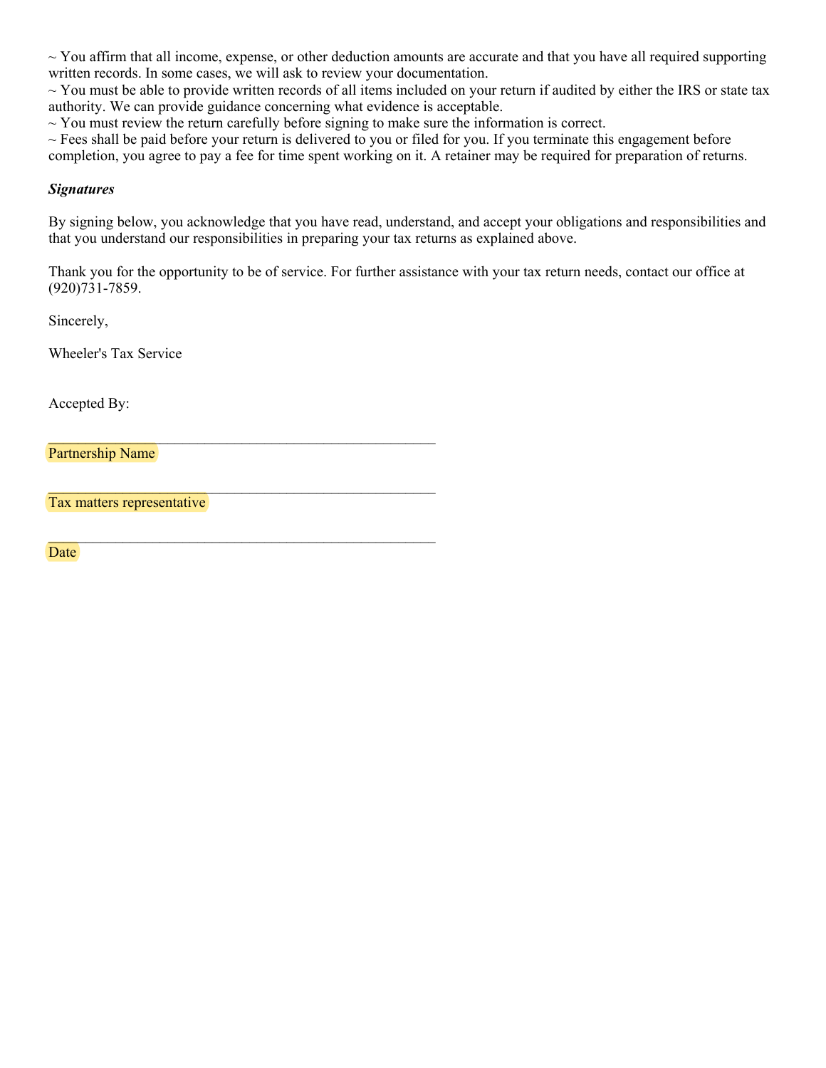~ You affirm that all income, expense, or other deduction amounts are accurate and that you have all required supporting written records. In some cases, we will ask to review your documentation.
~ You must be able to provide written records of all items included on your return if audited by either the IRS or state tax authority. We can provide guidance concerning what evidence is acceptable.
~ You must review the return carefully before signing to make sure the information is correct.
~ Fees shall be paid before your return is delivered to you or filed for you. If you terminate this engagement before completion, you agree to pay a fee for time spent working on it. A retainer may be required for preparation of returns.

***Signatures***

By signing below, you acknowledge that you have read, understand, and accept your obligations and responsibilities and that you understand our responsibilities in preparing your tax returns as explained above.

Thank you for the opportunity to be of service. For further assistance with your tax return needs, contact our office at (920)731-7859.

Sincerely,

Wheeler's Tax Service

Accepted By:

_______________________________________________
Partnership Name

_______________________________________________
Tax matters representative

_______________________________________________
Date